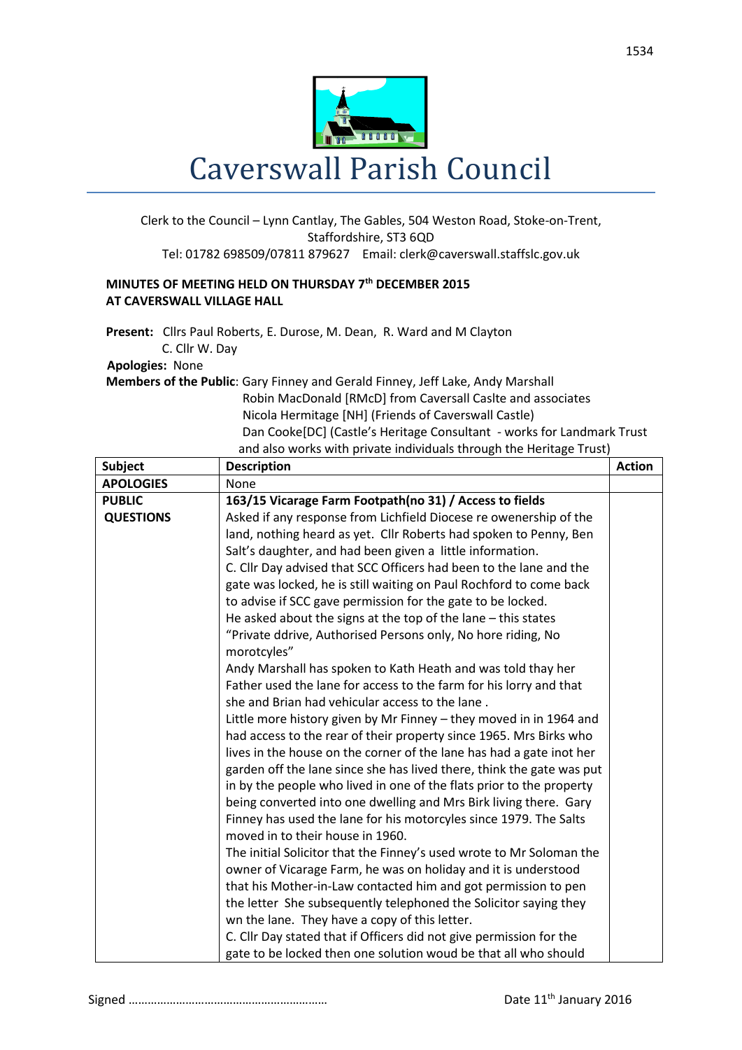# Caverswall Parish Council

Clerk to the Council – Lynn Cantlay, The Gables, 504 Weston Road, Stoke-on-Trent, Staffordshire, ST3 6QD
Tel: 01782 698509/07811 879627 Email: clerk@caverswall.staffslc.gov.uk

**MINUTES OF MEETING HELD ON THURSDAY 7th DECEMBER 2015**
**AT CAVERSWALL VILLAGE HALL**

**Present:** Cllrs Paul Roberts, E. Durose, M. Dean, R. Ward and M Clayton
C. Cllr W. Day

**Apologies:** None

**Members of the Public**: Gary Finney and Gerald Finney, Jeff Lake, Andy Marshall
Robin MacDonald [RMcD] from Caversall Caslte and associates
Nicola Hermitage [NH] (Friends of Caverswall Castle)
Dan Cooke[DC] (Castle's Heritage Consultant - works for Landmark Trust and also works with private individuals through the Heritage Trust)

| Subject | Description | Action |
|---|---|---|
| **APOLOGIES** | None | |
| **PUBLIC QUESTIONS** | **163/15 Vicarage Farm Footpath(no 31) / Access to fields**<br>Asked if any response from Lichfield Diocese re owenership of the land, nothing heard as yet. Cllr Roberts had spoken to Penny, Ben Salt's daughter, and had been given a little information.<br>C. Cllr Day advised that SCC Officers had been to the lane and the gate was locked, he is still waiting on Paul Rochford to come back to advise if SCC gave permission for the gate to be locked.<br>He asked about the signs at the top of the lane – this states "Private ddrive, Authorised Persons only, No hore riding, No morotcyles"<br>Andy Marshall has spoken to Kath Heath and was told thay her Father used the lane for access to the farm for his lorry and that she and Brian had vehicular access to the lane .<br>Little more history given by Mr Finney – they moved in in 1964 and had access to the rear of their property since 1965. Mrs Birks who lives in the house on the corner of the lane has had a gate inot her garden off the lane since she has lived there, think the gate was put in by the people who lived in one of the flats prior to the property being converted into one dwelling and Mrs Birk living there. Gary Finney has used the lane for his motorcyles since 1979. The Salts moved in to their house in 1960.<br>The initial Solicitor that the Finney's used wrote to Mr Soloman the owner of Vicarage Farm, he was on holiday and it is understood that his Mother-in-Law contacted him and got permission to pen the letter She subsequently telephoned the Solicitor saying they wn the lane. They have a copy of this letter.<br>C. Cllr Day stated that if Officers did not give permission for the gate to be locked then one solution woud be that all who should | |

Signed ……………………………………………………… Date 11th January 2016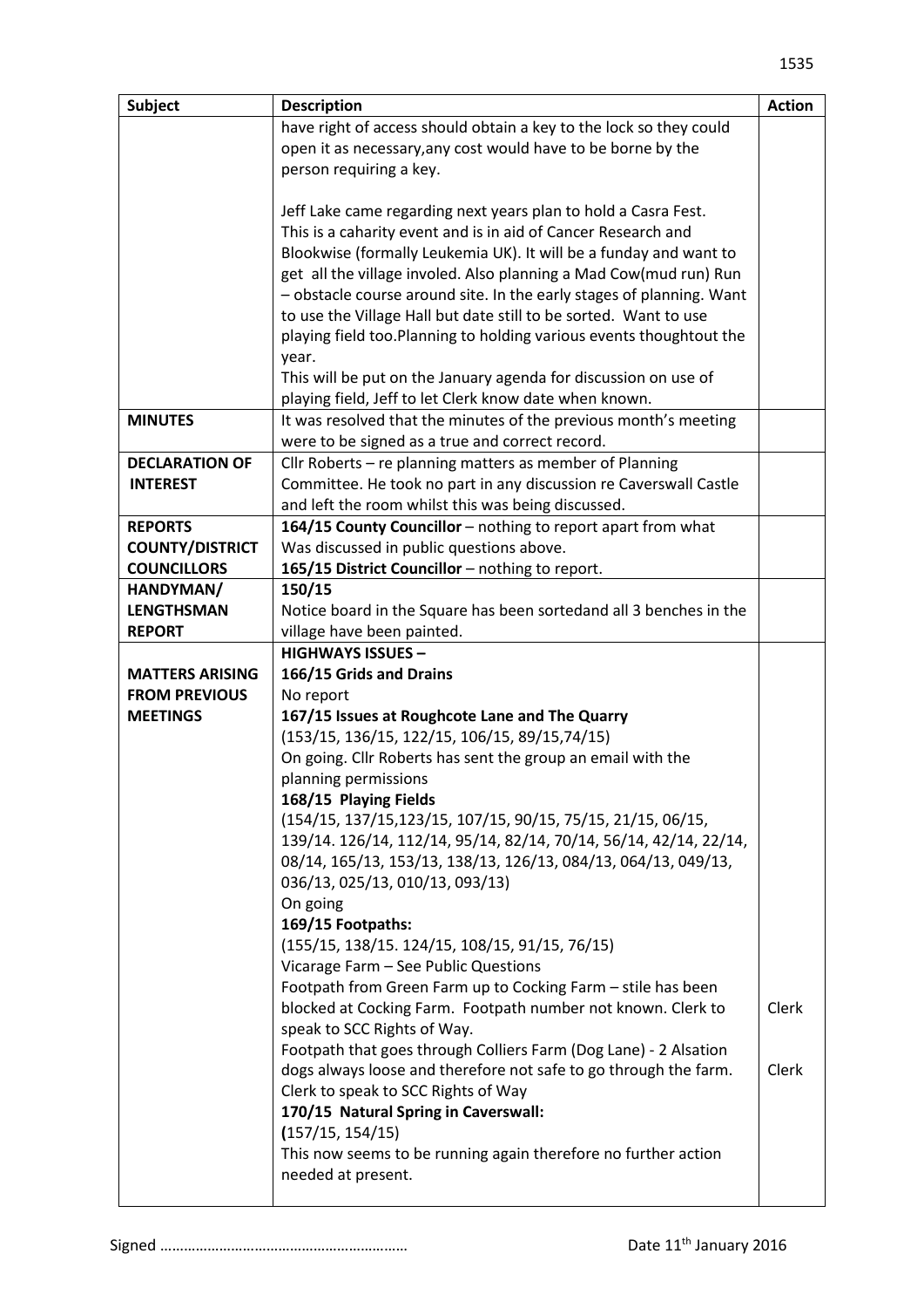| Subject | Description | Action |
|---|---|---|
| | have right of access should obtain a key to the lock so they could open it as necessary,any cost would have to be borne by the person requiring a key.<br><br>Jeff Lake came regarding next years plan to hold a Casra Fest. This is a caharity event and is in aid of Cancer Research and Blookwise (formally Leukemia UK). It will be a funday and want to get all the village involed. Also planning a Mad Cow(mud run) Run – obstacle course around site. In the early stages of planning. Want to use the Village Hall but date still to be sorted. Want to use playing field too.Planning to holding various events thoughtout the year.<br>This will be put on the January agenda for discussion on use of playing field, Jeff to let Clerk know date when known. | |
| **MINUTES** | It was resolved that the minutes of the previous month's meeting were to be signed as a true and correct record. | |
| **DECLARATION OF INTEREST** | Cllr Roberts – re planning matters as member of Planning Committee. He took no part in any discussion re Caverswall Castle and left the room whilst this was being discussed. | |
| **REPORTS COUNTY/DISTRICT COUNCILLORS** | **164/15 County Councillor** – nothing to report apart from what Was discussed in public questions above.<br>**165/15 District Councillor** – nothing to report. | |
| **HANDYMAN/ LENGTHSMAN REPORT** | **150/15**<br>Notice board in the Square has been sortedand all 3 benches in the village have been painted. | |
| **MATTERS ARISING FROM PREVIOUS MEETINGS** | **HIGHWAYS ISSUES –**<br>**166/15 Grids and Drains**<br>No report<br>**167/15 Issues at Roughcote Lane and The Quarry**<br>(153/15, 136/15, 122/15, 106/15, 89/15,74/15)<br>On going. Cllr Roberts has sent the group an email with the planning permissions<br>**168/15 Playing Fields**<br>(154/15, 137/15,123/15, 107/15, 90/15, 75/15, 21/15, 06/15, 139/14. 126/14, 112/14, 95/14, 82/14, 70/14, 56/14, 42/14, 22/14, 08/14, 165/13, 153/13, 138/13, 126/13, 084/13, 064/13, 049/13, 036/13, 025/13, 010/13, 093/13)<br>On going<br>**169/15 Footpaths:**<br>(155/15, 138/15. 124/15, 108/15, 91/15, 76/15)<br>Vicarage Farm – See Public Questions<br>Footpath from Green Farm up to Cocking Farm – stile has been blocked at Cocking Farm. Footpath number not known. Clerk to speak to SCC Rights of Way.<br>Footpath that goes through Colliers Farm (Dog Lane) - 2 Alsation dogs always loose and therefore not safe to go through the farm. Clerk to speak to SCC Rights of Way<br>**170/15 Natural Spring in Caverswall:**<br>**(**157/15, 154/15)<br>This now seems to be running again therefore no further action needed at present. | Clerk<br><br>Clerk |

Signed …………………………………………………… Date 11th January 2016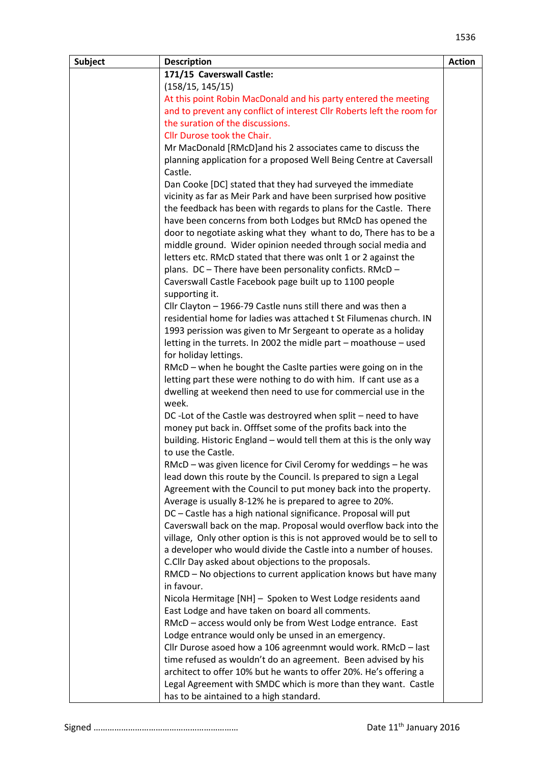| Subject | Description | Action |
|---|---|---|
| | **171/15 Caverswall Castle:**<br>(158/15, 145/15)<br>At this point Robin MacDonald and his party entered the meeting and to prevent any conflict of interest Cllr Roberts left the room for the suration of the discussions.<br>Cllr Durose took the Chair.<br>Mr MacDonald [RMcD]and his 2 associates came to discuss the planning application for a proposed Well Being Centre at Caversall Castle.<br>Dan Cooke [DC] stated that they had surveyed the immediate vicinity as far as Meir Park and have been surprised how positive the feedback has been with regards to plans for the Castle. There have been concerns from both Lodges but RMcD has opened the door to negotiate asking what they whant to do, There has to be a middle ground. Wider opinion needed through social media and letters etc. RMcD stated that there was onlt 1 or 2 against the plans. DC – There have been personality confícts. RMcD – Caverswall Castle Facebook page built up to 1100 people supporting it.<br>Cllr Clayton – 1966-79 Castle nuns still there and was then a residential home for ladies was attached t St Filumenas church. IN 1993 perission was given to Mr Sergeant to operate as a holiday letting in the turrets. In 2002 the midle part – moathouse – used for holiday lettings.<br>RMcD – when he bought the Caslte parties were going on in the letting part these were nothing to do with him. If cant use as a dwelling at weekend then need to use for commercial use in the week.<br>DC -Lot of the Castle was destroyred when split – need to have money put back in. Offfset some of the profits back into the building. Historic England – would tell them at this is the only way to use the Castle.<br>RMcD – was given licence for Civil Ceromy for weddings – he was lead down this route by the Council. Is prepared to sign a Legal Agreement with the Council to put money back into the property. Average is usually 8-12% he is prepared to agree to 20%.<br>DC – Castle has a high national significance. Proposal will put Caverswall back on the map. Proposal would overflow back into the village, Only other option is this is not approved would be to sell to a developer who would divide the Castle into a number of houses.<br>C.Cllr Day asked about objections to the proposals.<br>RMCD – No objections to current application knows but have many in favour.<br>Nicola Hermitage [NH] – Spoken to West Lodge residents aand East Lodge and have taken on board all comments.<br>RMcD – access would only be from West Lodge entrance. East Lodge entrance would only be unsed in an emergency.<br>Cllr Durose asoed how a 106 agreenmnt would work. RMcD – last time refused as wouldn't do an agreement. Been advised by his architect to offer 10% but he wants to offer 20%. He's offering a Legal Agreement with SMDC which is more than they want. Castle has to be aintained to a high standard. | |

Signed ……………………………………………………… Date 11th January 2016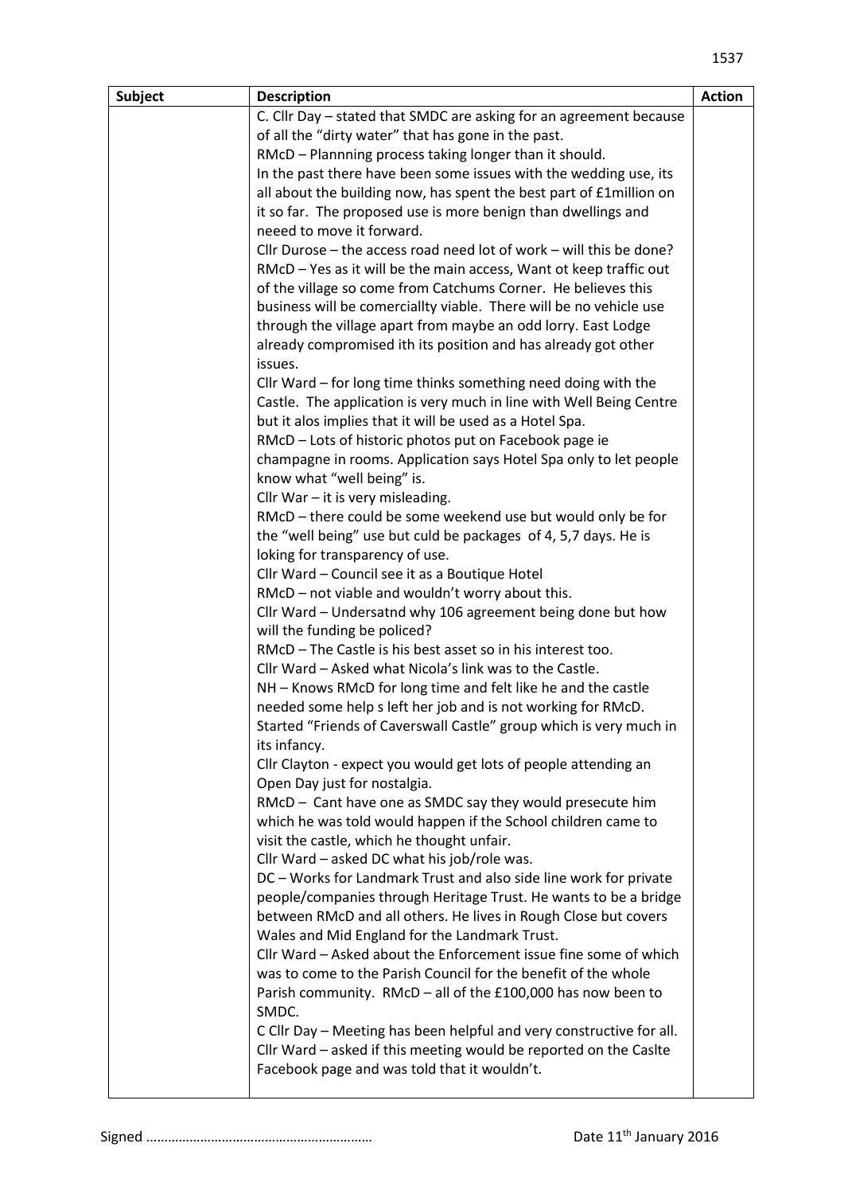| Subject | Description | Action |
|---|---|---|
| | C. Cllr Day – stated that SMDC are asking for an agreement because of all the "dirty water" that has gone in the past.<br>RMcD – Plannning process taking longer than it should.<br>In the past there have been some issues with the wedding use, its all about the building now, has spent the best part of £1million on it so far. The proposed use is more benign than dwellings and neeed to move it forward.<br>Cllr Durose – the access road need lot of work – will this be done?<br>RMcD – Yes as it will be the main access, Want ot keep traffic out of the village so come from Catchums Corner. He believes this business will be comerciallty viable. There will be no vehicle use through the village apart from maybe an odd lorry. East Lodge already compromised ith its position and has already got other issues.<br>Cllr Ward – for long time thinks something need doing with the Castle. The application is very much in line with Well Being Centre but it alos implies that it will be used as a Hotel Spa.<br>RMcD – Lots of historic photos put on Facebook page ie champagne in rooms. Application says Hotel Spa only to let people know what "well being" is.<br>Cllr War – it is very misleading.<br>RMcD – there could be some weekend use but would only be for the "well being" use but culd be packages of 4, 5,7 days. He is loking for transparency of use.<br>Cllr Ward – Council see it as a Boutique Hotel<br>RMcD – not viable and wouldn't worry about this.<br>Cllr Ward – Undersatnd why 106 agreement being done but how will the funding be policed?<br>RMcD – The Castle is his best asset so in his interest too.<br>Cllr Ward – Asked what Nicola's link was to the Castle.<br>NH – Knows RMcD for long time and felt like he and the castle needed some help s left her job and is not working for RMcD. Started "Friends of Caverswall Castle" group which is very much in its infancy.<br>Cllr Clayton - expect you would get lots of people attending an Open Day just for nostalgia.<br>RMcD – Cant have one as SMDC say they would presecute him which he was told would happen if the School children came to visit the castle, which he thought unfair.<br>Cllr Ward – asked DC what his job/role was.<br>DC – Works for Landmark Trust and also side line work for private people/companies through Heritage Trust. He wants to be a bridge between RMcD and all others. He lives in Rough Close but covers Wales and Mid England for the Landmark Trust.<br>Cllr Ward – Asked about the Enforcement issue fine some of which was to come to the Parish Council for the benefit of the whole Parish community. RMcD – all of the £100,000 has now been to SMDC.<br>C Cllr Day – Meeting has been helpful and very constructive for all.<br>Cllr Ward – asked if this meeting would be reported on the Caslte Facebook page and was told that it wouldn't. | |

Signed …………………………………………………… Date 11th January 2016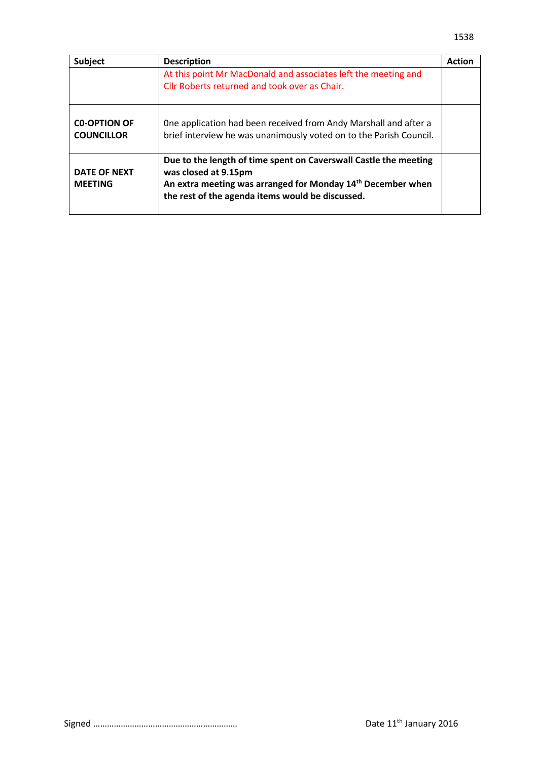| Subject | Description | Action |
|---|---|---|
| | At this point Mr MacDonald and associates left the meeting and Cllr Roberts returned and took over as Chair. | |
| **C0-OPTION OF COUNCILLOR** | 0ne application had been received from Andy Marshall and after a brief interview he was unanimously voted on to the Parish Council. | |
| **DATE OF NEXT MEETING** | **Due to the length of time spent on Caverswall Castle the meeting was closed at 9.15pm**<br>**An extra meeting was arranged for Monday 14th December when the rest of the agenda items would be discussed.** | |

Signed ……………………………………………………… Date 11th January 2016